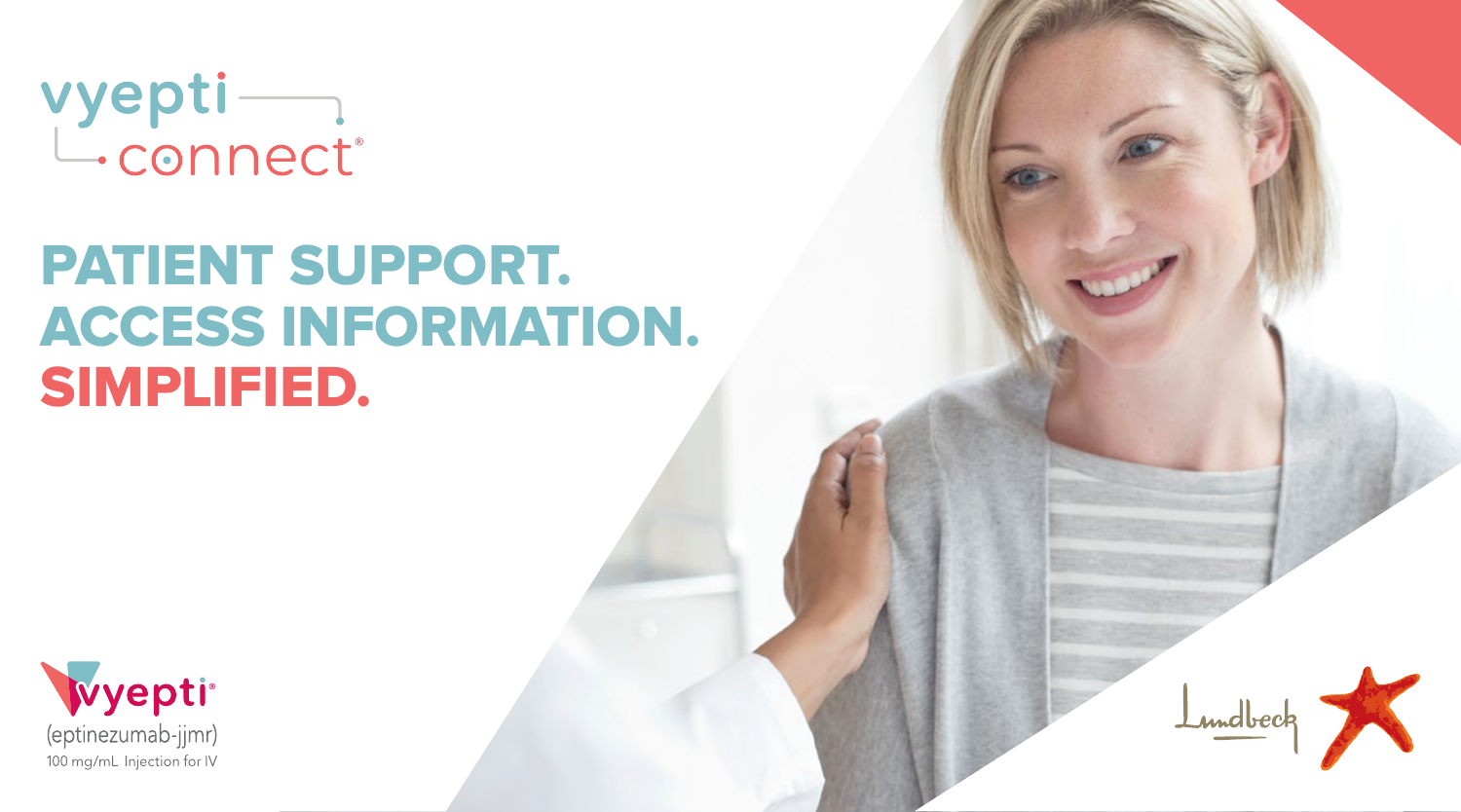vyepti connect®

# PATIENT SUPPORT.
# ACCESS INFORMATION.
# SIMPLIFIED.

Vyepti®
(eptinezumab-jjmr)
100 mg/mL Injection for IV

Lundbeck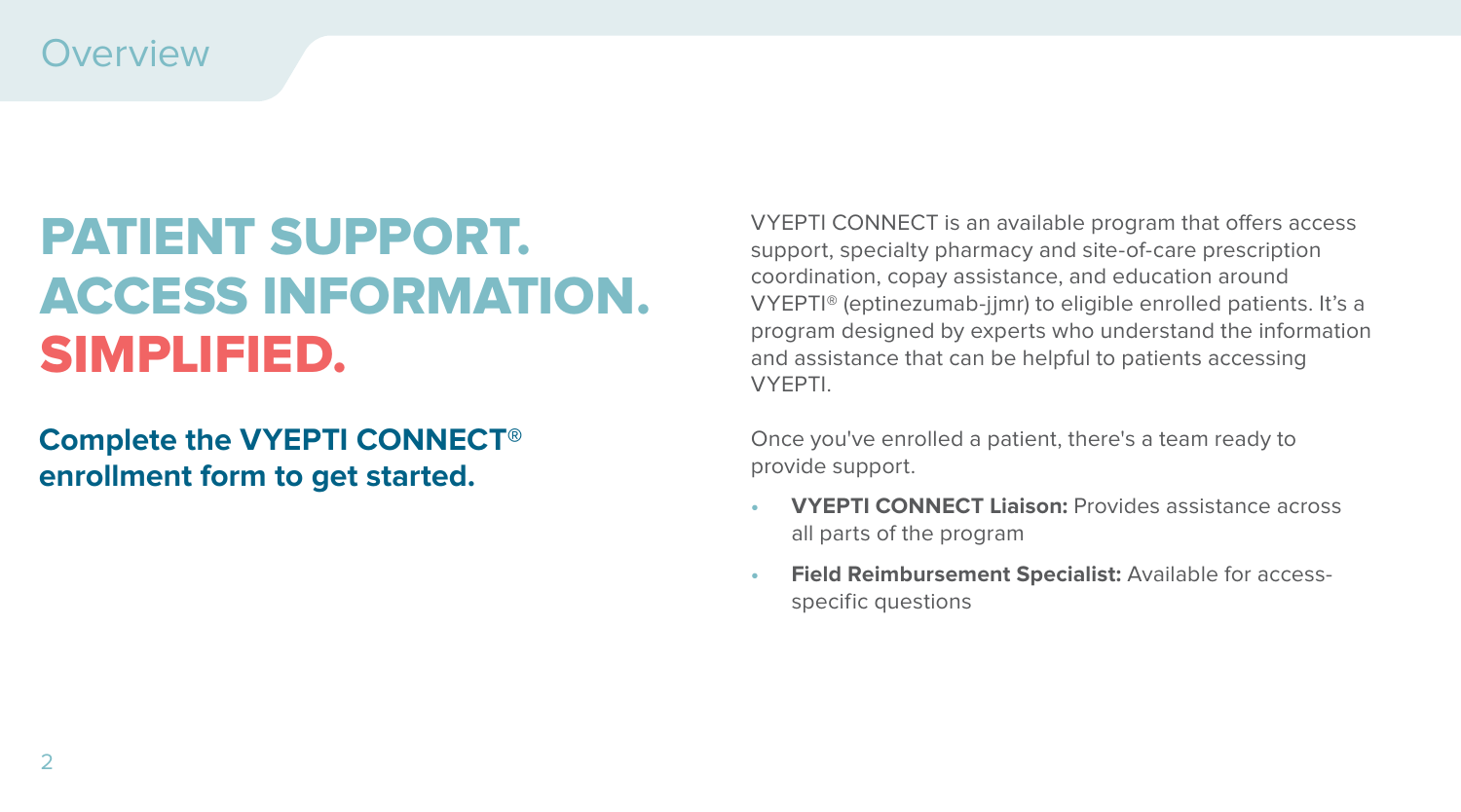## Overview

# PATIENT SUPPORT. ACCESS INFORMATION. SIMPLIFIED.

**Complete the VYEPTI CONNECT® enrollment form to get started.**

VYEPTI CONNECT is an available program that offers access support, specialty pharmacy and site-of-care prescription coordination, copay assistance, and education around VYEPTI® (eptinezumab-jjmr) to eligible enrolled patients. It's a program designed by experts who understand the information and assistance that can be helpful to patients accessing VYEPTI.

Once you've enrolled a patient, there's a team ready to provide support.

- **VYEPTI CONNECT Liaison:** Provides assistance across all parts of the program
- **Field Reimbursement Specialist:** Available for access-specific questions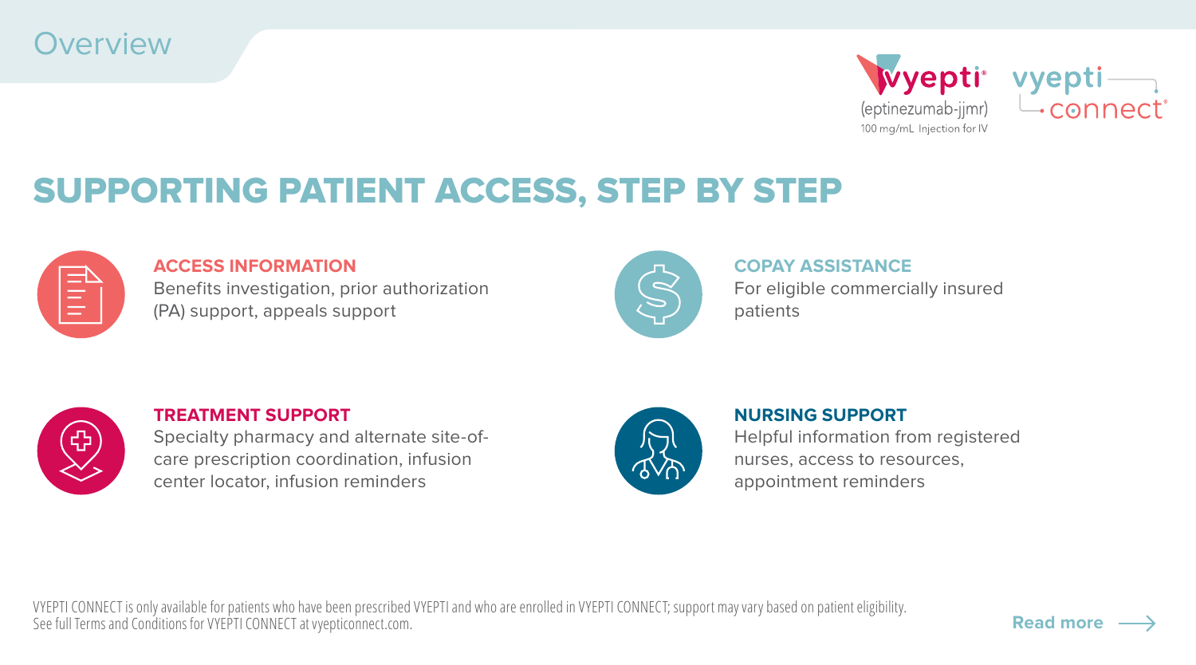Overview

vyepti® (eptinezumab-jjmr) 100 mg/mL Injection for IV

vyepti connect®

# SUPPORTING PATIENT ACCESS, STEP BY STEP

**ACCESS INFORMATION**
Benefits investigation, prior authorization (PA) support, appeals support

**COPAY ASSISTANCE**
For eligible commercially insured patients

**TREATMENT SUPPORT**
Specialty pharmacy and alternate site-of-care prescription coordination, infusion center locator, infusion reminders

**NURSING SUPPORT**
Helpful information from registered nurses, access to resources, appointment reminders

VYEPTI CONNECT is only available for patients who have been prescribed VYEPTI and who are enrolled in VYEPTI CONNECT; support may vary based on patient eligibility. See full Terms and Conditions for VYEPTI CONNECT at vyepticonnect.com.

Read more →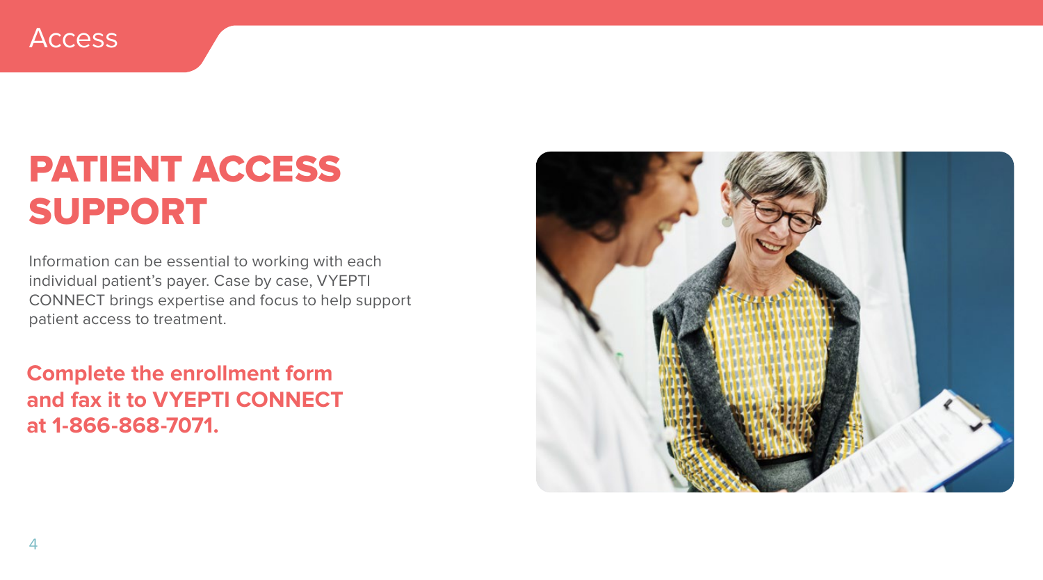Access

# PATIENT ACCESS SUPPORT

Information can be essential to working with each individual patient's payer. Case by case, VYEPTI CONNECT brings expertise and focus to help support patient access to treatment.

**Complete the enrollment form and fax it to VYEPTI CONNECT at 1-866-868-7071.**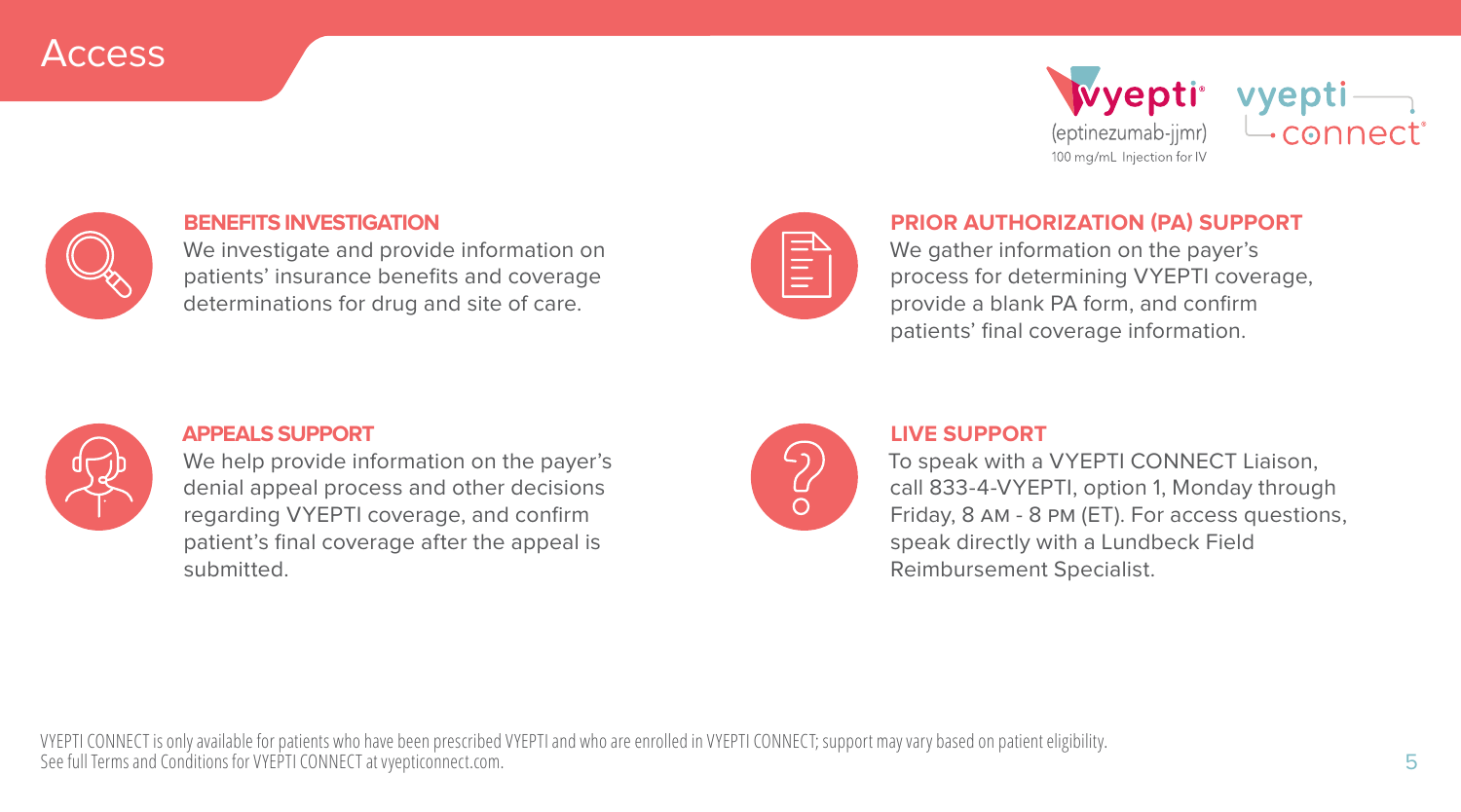# Access

vyepti® (eptinezumab-jjmr) 100 mg/mL Injection for IV

vyepti connect®

### BENEFITS INVESTIGATION

We investigate and provide information on patients' insurance benefits and coverage determinations for drug and site of care.

### PRIOR AUTHORIZATION (PA) SUPPORT

We gather information on the payer's process for determining VYEPTI coverage, provide a blank PA form, and confirm patients' final coverage information.

### APPEALS SUPPORT

We help provide information on the payer's denial appeal process and other decisions regarding VYEPTI coverage, and confirm patient's final coverage after the appeal is submitted.

### LIVE SUPPORT

To speak with a VYEPTI CONNECT Liaison, call 833-4-VYEPTI, option 1, Monday through Friday, 8 AM - 8 PM (ET). For access questions, speak directly with a Lundbeck Field Reimbursement Specialist.

VYEPTI CONNECT is only available for patients who have been prescribed VYEPTI and who are enrolled in VYEPTI CONNECT; support may vary based on patient eligibility.
See full Terms and Conditions for VYEPTI CONNECT at vyepticonnect.com.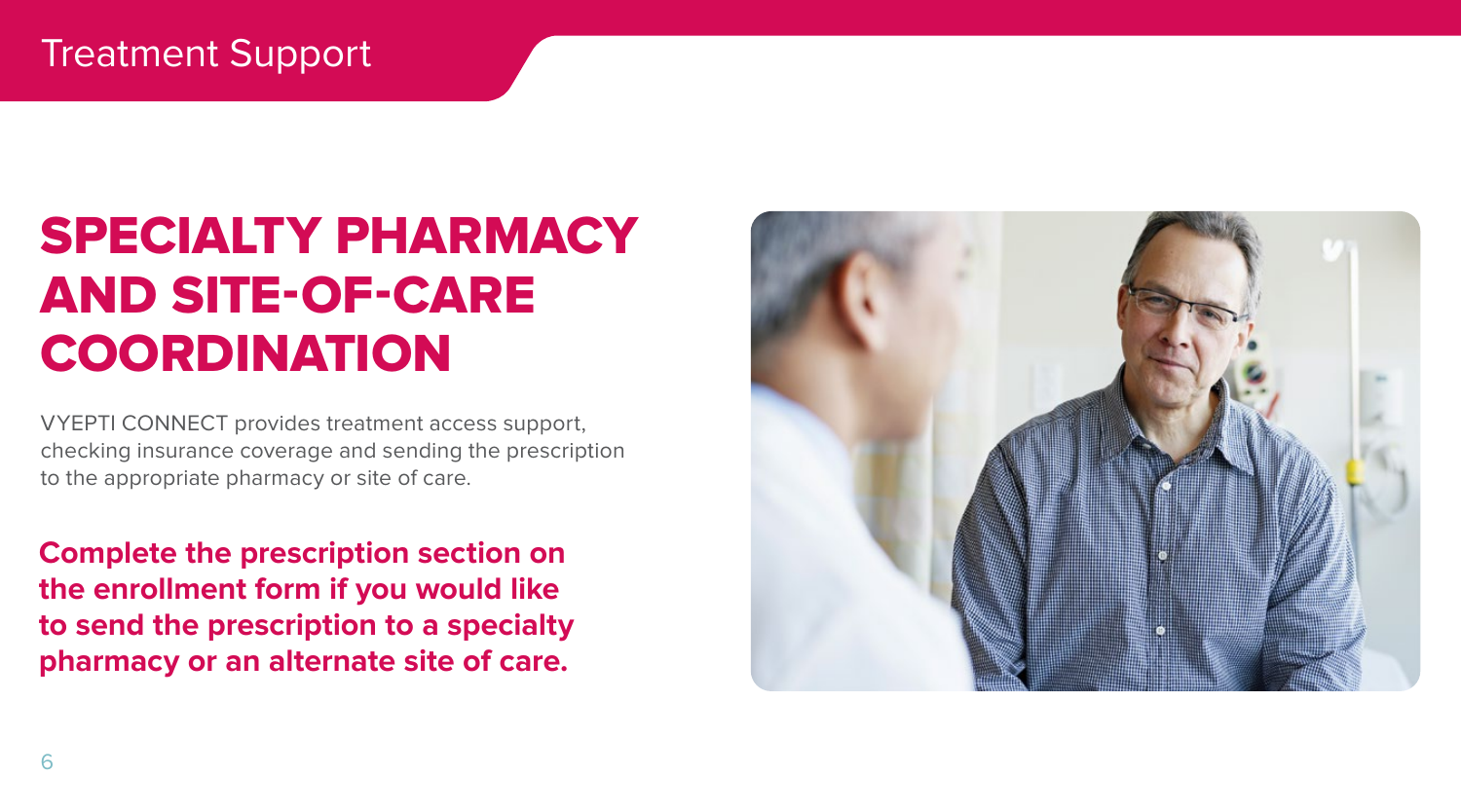Treatment Support

# SPECIALTY PHARMACY AND SITE-OF-CARE COORDINATION

VYEPTI CONNECT provides treatment access support, checking insurance coverage and sending the prescription to the appropriate pharmacy or site of care.

**Complete the prescription section on the enrollment form if you would like to send the prescription to a specialty pharmacy or an alternate site of care.**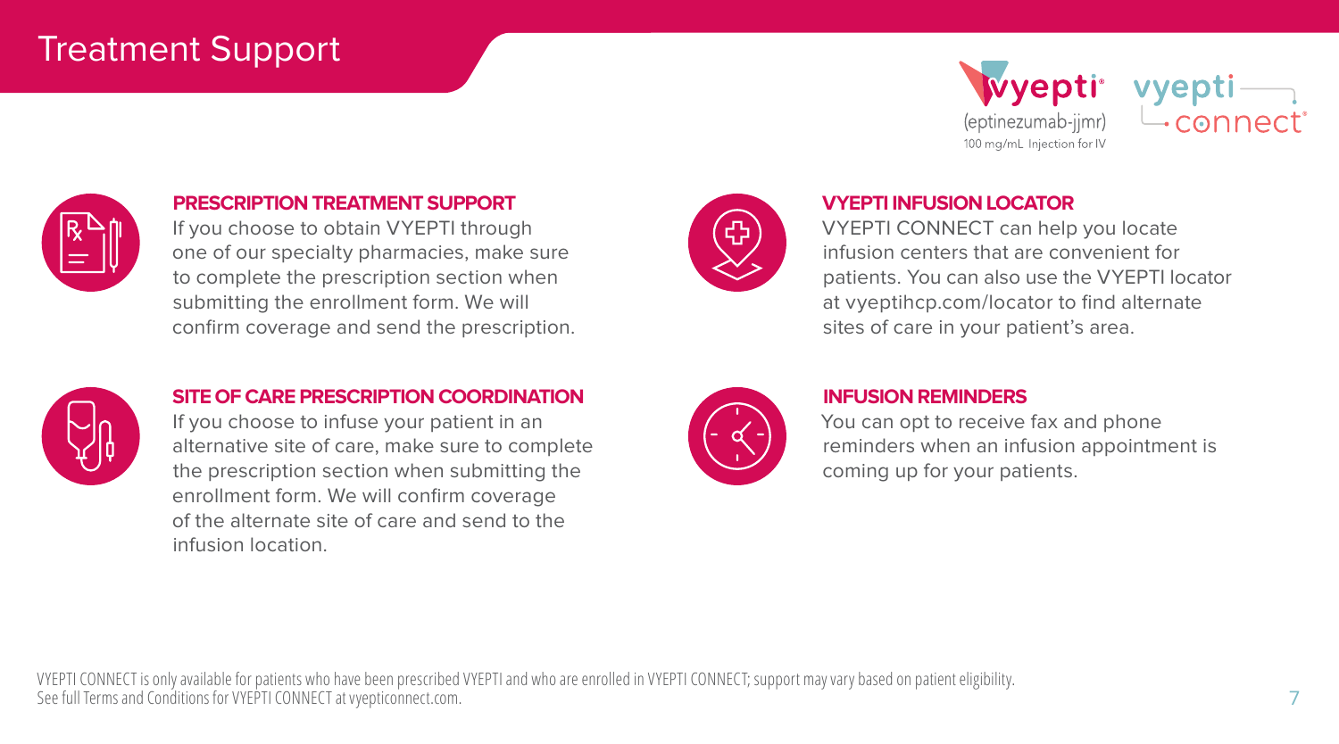# Treatment Support

VYEPTI® (eptinezumab-jjmr) 100 mg/mL Injection for IV

vyepti connect®

### PRESCRIPTION TREATMENT SUPPORT

If you choose to obtain VYEPTI through one of our specialty pharmacies, make sure to complete the prescription section when submitting the enrollment form. We will confirm coverage and send the prescription.

### SITE OF CARE PRESCRIPTION COORDINATION

If you choose to infuse your patient in an alternative site of care, make sure to complete the prescription section when submitting the enrollment form. We will confirm coverage of the alternate site of care and send to the infusion location.

### VYEPTI INFUSION LOCATOR

VYEPTI CONNECT can help you locate infusion centers that are convenient for patients. You can also use the VYEPTI locator at vyeptihcp.com/locator to find alternate sites of care in your patient's area.

### INFUSION REMINDERS

You can opt to receive fax and phone reminders when an infusion appointment is coming up for your patients.

VYEPTI CONNECT is only available for patients who have been prescribed VYEPTI and who are enrolled in VYEPTI CONNECT; support may vary based on patient eligibility. See full Terms and Conditions for VYEPTI CONNECT at vyepticonnect.com.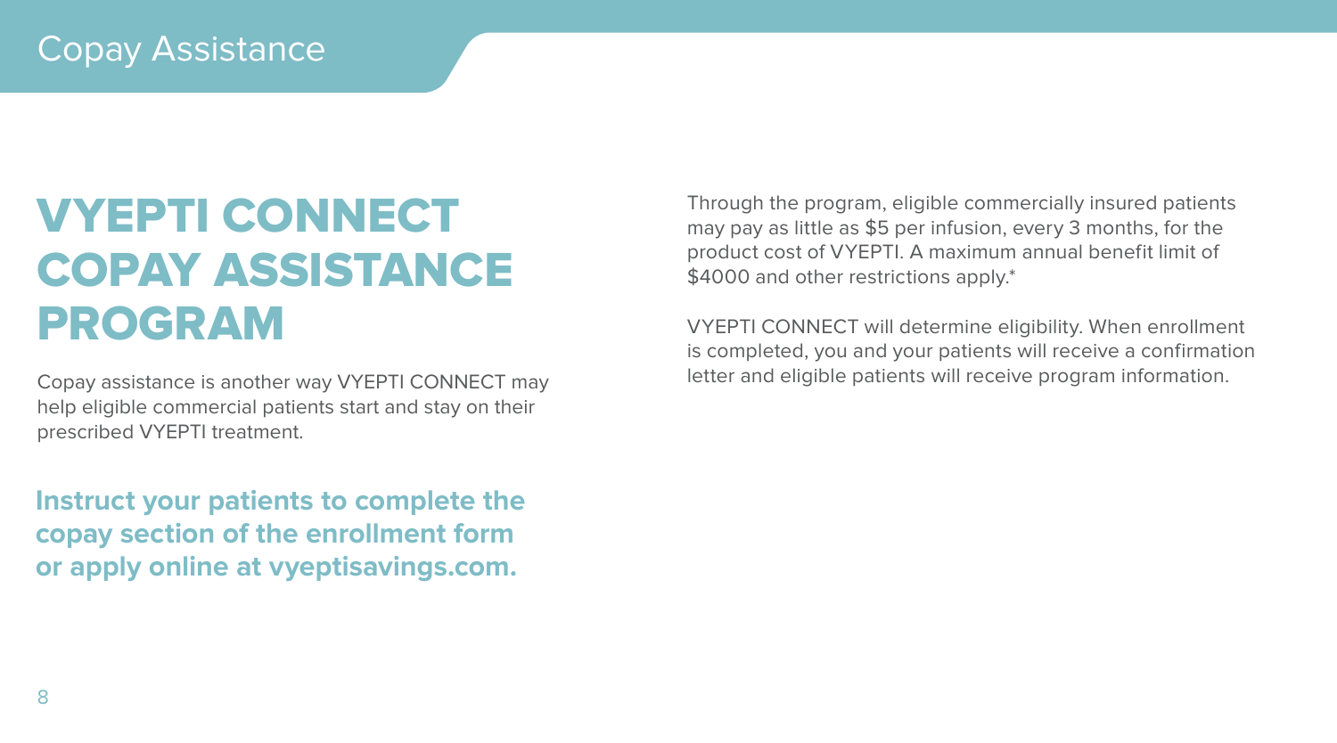# Copay Assistance

## VYEPTI CONNECT COPAY ASSISTANCE PROGRAM

Copay assistance is another way VYEPTI CONNECT may help eligible commercial patients start and stay on their prescribed VYEPTI treatment.

**Instruct your patients to complete the copay section of the enrollment form or apply online at vyeptisavings.com.**

Through the program, eligible commercially insured patients may pay as little as $5 per infusion, every 3 months, for the product cost of VYEPTI. A maximum annual benefit limit of $4000 and other restrictions apply.*

VYEPTI CONNECT will determine eligibility. When enrollment is completed, you and your patients will receive a confirmation letter and eligible patients will receive program information.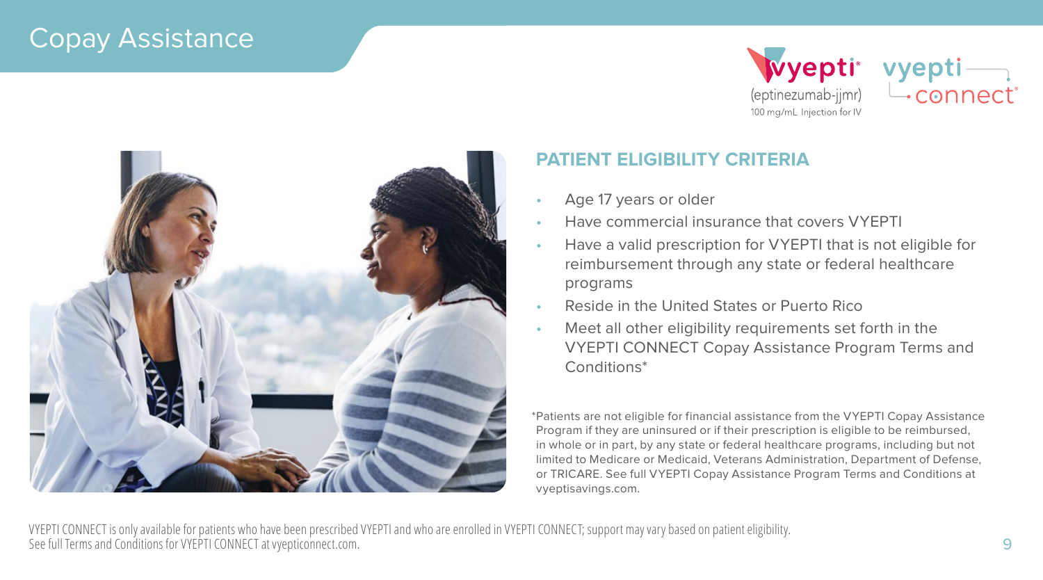# Copay Assistance

vyepti® (eptinezumab-jjmr) 100 mg/mL Injection for IV

vyepti connect®

## PATIENT ELIGIBILITY CRITERIA

- Age 17 years or older
- Have commercial insurance that covers VYEPTI
- Have a valid prescription for VYEPTI that is not eligible for reimbursement through any state or federal healthcare programs
- Reside in the United States or Puerto Rico
- Meet all other eligibility requirements set forth in the VYEPTI CONNECT Copay Assistance Program Terms and Conditions*

*Patients are not eligible for financial assistance from the VYEPTI Copay Assistance Program if they are uninsured or if their prescription is eligible to be reimbursed, in whole or in part, by any state or federal healthcare programs, including but not limited to Medicare or Medicaid, Veterans Administration, Department of Defense, or TRICARE. See full VYEPTI Copay Assistance Program Terms and Conditions at vyeptisavings.com.

VYEPTI CONNECT is only available for patients who have been prescribed VYEPTI and who are enrolled in VYEPTI CONNECT; support may vary based on patient eligibility. See full Terms and Conditions for VYEPTI CONNECT at vyepticonnect.com.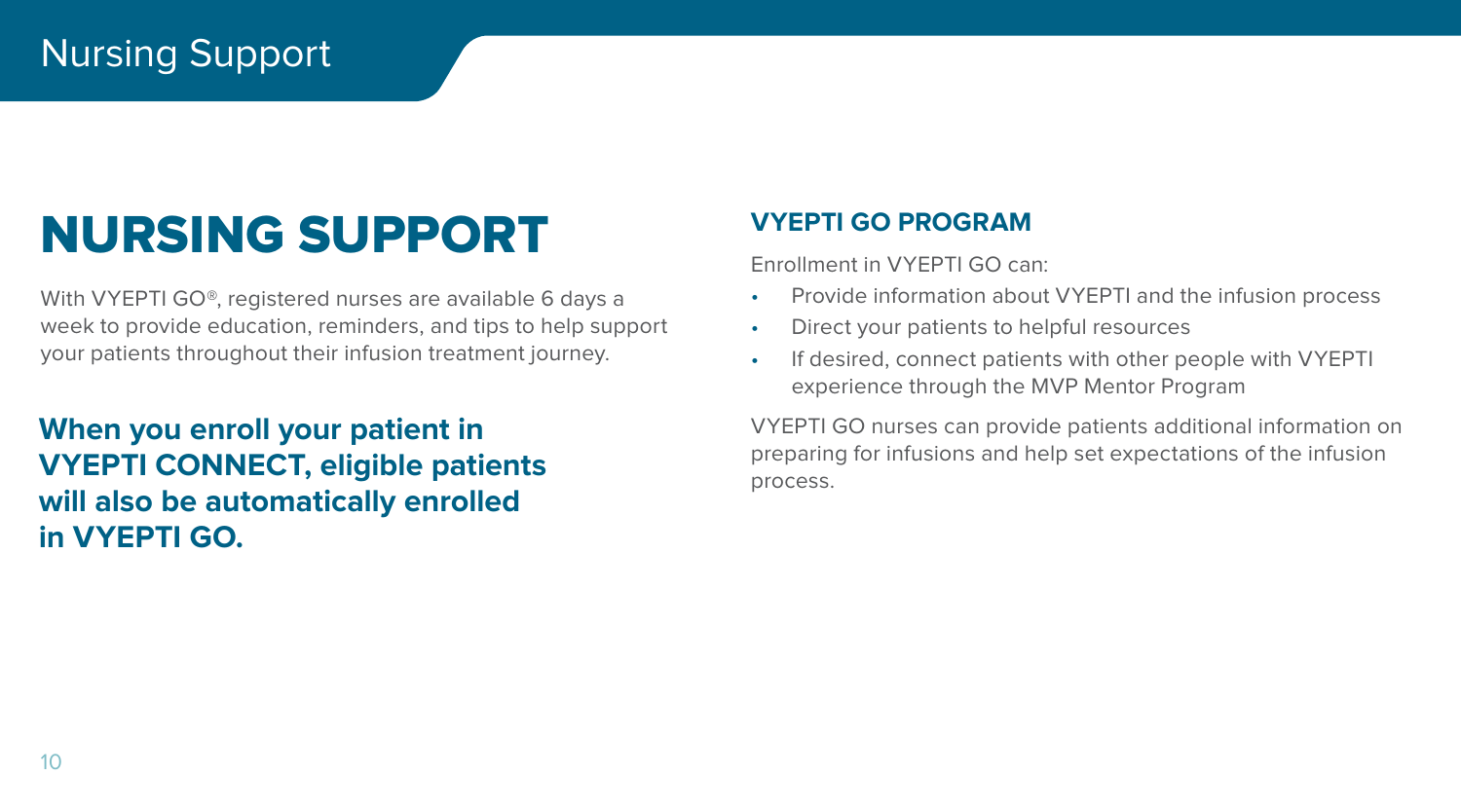# NURSING SUPPORT

With VYEPTI GO®, registered nurses are available 6 days a week to provide education, reminders, and tips to help support your patients throughout their infusion treatment journey.

**When you enroll your patient in VYEPTI CONNECT, eligible patients will also be automatically enrolled in VYEPTI GO.**

### VYEPTI GO PROGRAM

Enrollment in VYEPTI GO can:

- Provide information about VYEPTI and the infusion process
- Direct your patients to helpful resources
- If desired, connect patients with other people with VYEPTI experience through the MVP Mentor Program

VYEPTI GO nurses can provide patients additional information on preparing for infusions and help set expectations of the infusion process.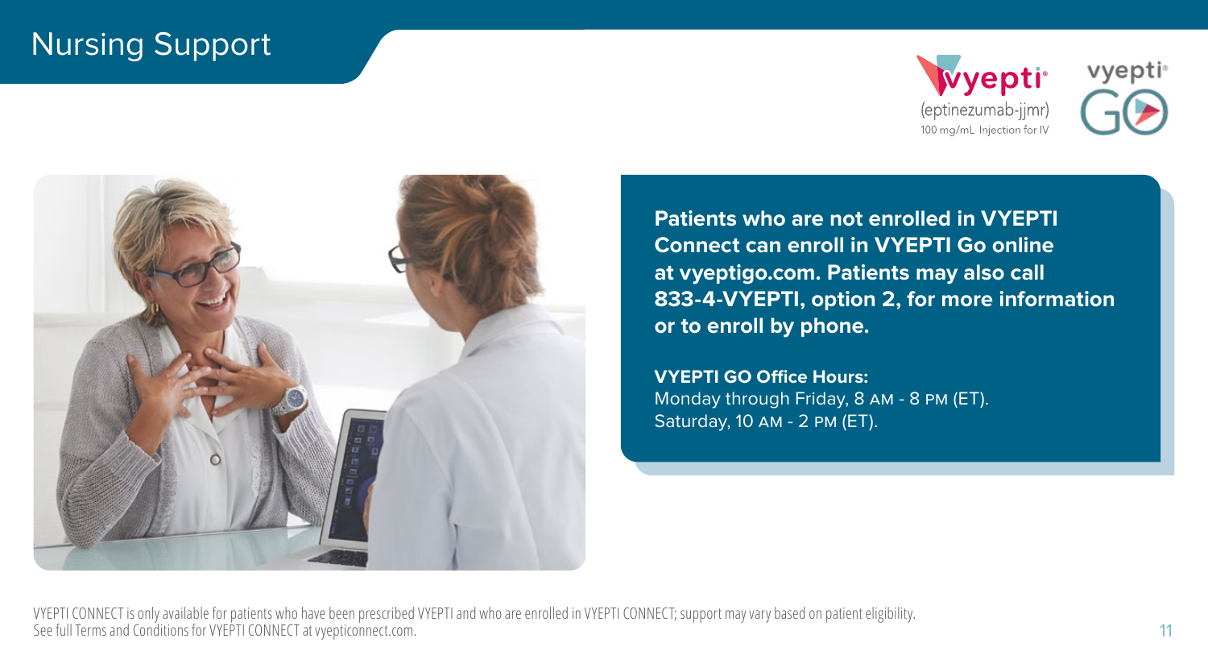# Nursing Support

vyepti® (eptinezumab-jjmr) 100 mg/mL Injection for IV

vyepti® GO

**Patients who are not enrolled in VYEPTI Connect can enroll in VYEPTI Go online at vyeptigo.com. Patients may also call 833-4-VYEPTI, option 2, for more information or to enroll by phone.**

**VYEPTI GO Office Hours:**
Monday through Friday, 8 AM - 8 PM (ET).
Saturday, 10 AM - 2 PM (ET).

VYEPTI CONNECT is only available for patients who have been prescribed VYEPTI and who are enrolled in VYEPTI CONNECT; support may vary based on patient eligibility.
See full Terms and Conditions for VYEPTI CONNECT at vyepticonnect.com.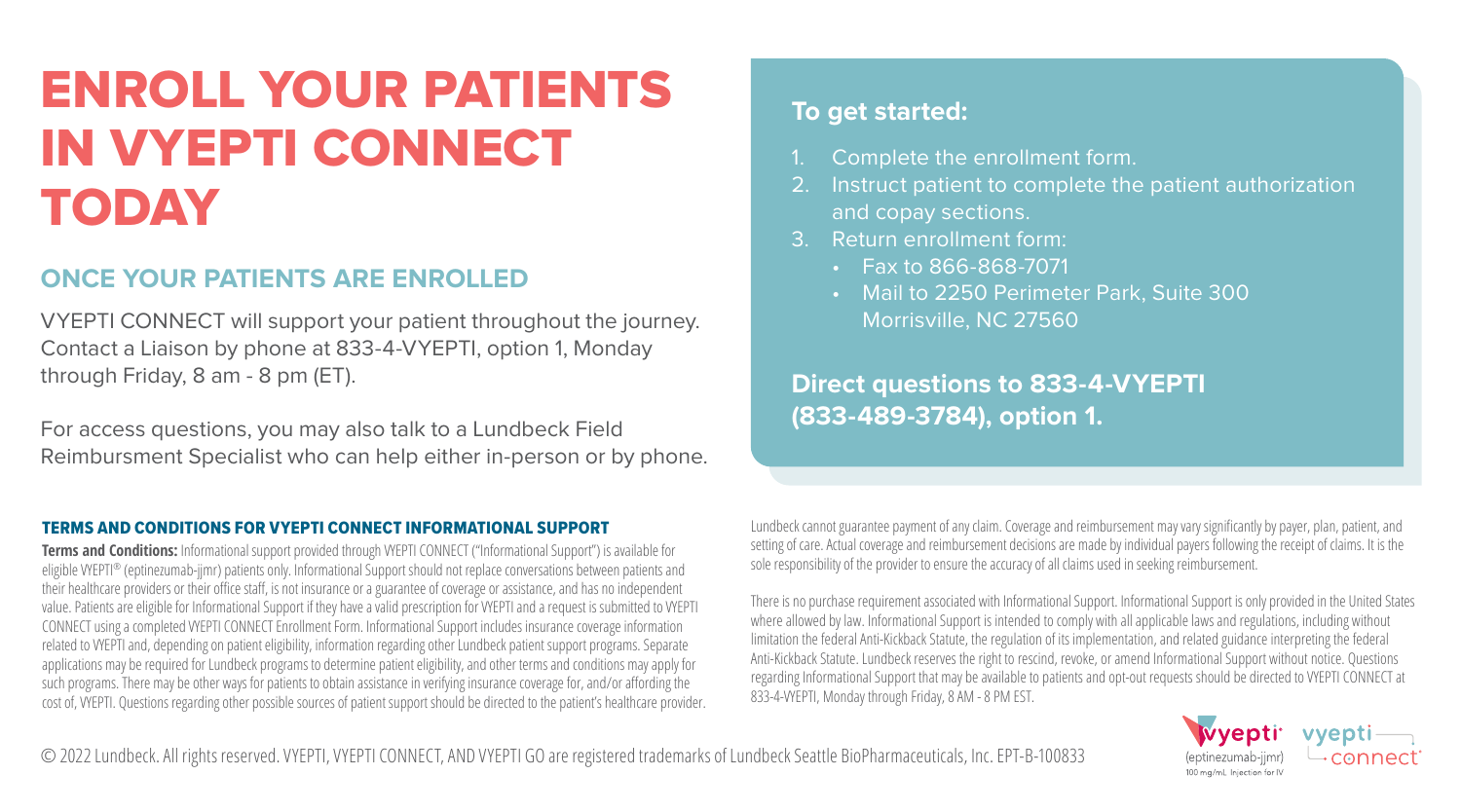# ENROLL YOUR PATIENTS IN VYEPTI CONNECT TODAY

## ONCE YOUR PATIENTS ARE ENROLLED

VYEPTI CONNECT will support your patient throughout the journey. Contact a Liaison by phone at 833-4-VYEPTI, option 1, Monday through Friday, 8 am - 8 pm (ET).

For access questions, you may also talk to a Lundbeck Field Reimbursment Specialist who can help either in-person or by phone.

### To get started:

1. Complete the enrollment form.
2. Instruct patient to complete the patient authorization and copay sections.
3. Return enrollment form:
   - Fax to 866-868-7071
   - Mail to 2250 Perimeter Park, Suite 300 Morrisville, NC 27560

**Direct questions to 833-4-VYEPTI (833-489-3784), option 1.**

### TERMS AND CONDITIONS FOR VYEPTI CONNECT INFORMATIONAL SUPPORT

**Terms and Conditions:** Informational support provided through VYEPTI CONNECT ("Informational Support") is available for eligible VYEPTI® (eptinezumab-jjmr) patients only. Informational Support should not replace conversations between patients and their healthcare providers or their office staff, is not insurance or a guarantee of coverage or assistance, and has no independent value. Patients are eligible for Informational Support if they have a valid prescription for VYEPTI and a request is submitted to VYEPTI CONNECT using a completed VYEPTI CONNECT Enrollment Form. Informational Support includes insurance coverage information related to VYEPTI and, depending on patient eligibility, information regarding other Lundbeck patient support programs. Separate applications may be required for Lundbeck programs to determine patient eligibility, and other terms and conditions may apply for such programs. There may be other ways for patients to obtain assistance in verifying insurance coverage for, and/or affording the cost of, VYEPTI. Questions regarding other possible sources of patient support should be directed to the patient's healthcare provider.

Lundbeck cannot guarantee payment of any claim. Coverage and reimbursement may vary significantly by payer, plan, patient, and setting of care. Actual coverage and reimbursement decisions are made by individual payers following the receipt of claims. It is the sole responsibility of the provider to ensure the accuracy of all claims used in seeking reimbursement.

There is no purchase requirement associated with Informational Support. Informational Support is only provided in the United States where allowed by law. Informational Support is intended to comply with all applicable laws and regulations, including without limitation the federal Anti-Kickback Statute, the regulation of its implementation, and related guidance interpreting the federal Anti-Kickback Statute. Lundbeck reserves the right to rescind, revoke, or amend Informational Support without notice. Questions regarding Informational Support that may be available to patients and opt-out requests should be directed to VYEPTI CONNECT at 833-4-VYEPTI, Monday through Friday, 8 AM - 8 PM EST.

© 2022 Lundbeck. All rights reserved. VYEPTI, VYEPTI CONNECT, AND VYEPTI GO are registered trademarks of Lundbeck Seattle BioPharmaceuticals, Inc. EPT-B-100833

vyepti® (eptinezumab-jjmr) 100 mg/mL Injection for IV

vyepti connect®